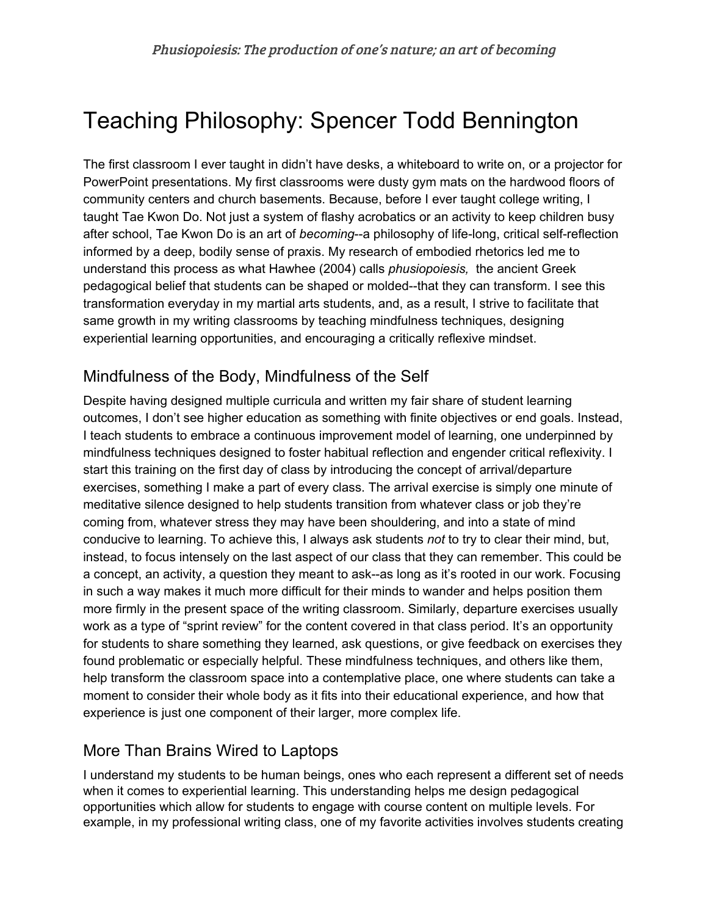*Phusiopoiesis: The production of one's nature; an art of becoming*

# Teaching Philosophy: Spencer Todd Bennington

The first classroom I ever taught in didn't have desks, a whiteboard to write on, or a projector for PowerPoint presentations. My first classrooms were dusty gym mats on the hardwood floors of community centers and church basements. Because, before I ever taught college writing, I taught Tae Kwon Do. Not just a system of flashy acrobatics or an activity to keep children busy after school, Tae Kwon Do is an art of *becoming*--a philosophy of life-long, critical self-reflection informed by a deep, bodily sense of praxis. My research of embodied rhetorics led me to understand this process as what Hawhee (2004) calls *phusiopoiesis,* the ancient Greek pedagogical belief that students can be shaped or molded--that they can transform. I see this transformation everyday in my martial arts students, and, as a result, I strive to facilitate that same growth in my writing classrooms by teaching mindfulness techniques, designing experiential learning opportunities, and encouraging a critically reflexive mindset.

## Mindfulness of the Body, Mindfulness of the Self

Despite having designed multiple curricula and written my fair share of student learning outcomes, I don't see higher education as something with finite objectives or end goals. Instead, I teach students to embrace a continuous improvement model of learning, one underpinned by mindfulness techniques designed to foster habitual reflection and engender critical reflexivity. I start this training on the first day of class by introducing the concept of arrival/departure exercises, something I make a part of every class. The arrival exercise is simply one minute of meditative silence designed to help students transition from whatever class or job they're coming from, whatever stress they may have been shouldering, and into a state of mind conducive to learning. To achieve this, I always ask students *not* to try to clear their mind, but, instead, to focus intensely on the last aspect of our class that they can remember. This could be a concept, an activity, a question they meant to ask--as long as it's rooted in our work. Focusing in such a way makes it much more difficult for their minds to wander and helps position them more firmly in the present space of the writing classroom. Similarly, departure exercises usually work as a type of "sprint review" for the content covered in that class period. It's an opportunity for students to share something they learned, ask questions, or give feedback on exercises they found problematic or especially helpful. These mindfulness techniques, and others like them, help transform the classroom space into a contemplative place, one where students can take a moment to consider their whole body as it fits into their educational experience, and how that experience is just one component of their larger, more complex life.

## More Than Brains Wired to Laptops

I understand my students to be human beings, ones who each represent a different set of needs when it comes to experiential learning. This understanding helps me design pedagogical opportunities which allow for students to engage with course content on multiple levels. For example, in my professional writing class, one of my favorite activities involves students creating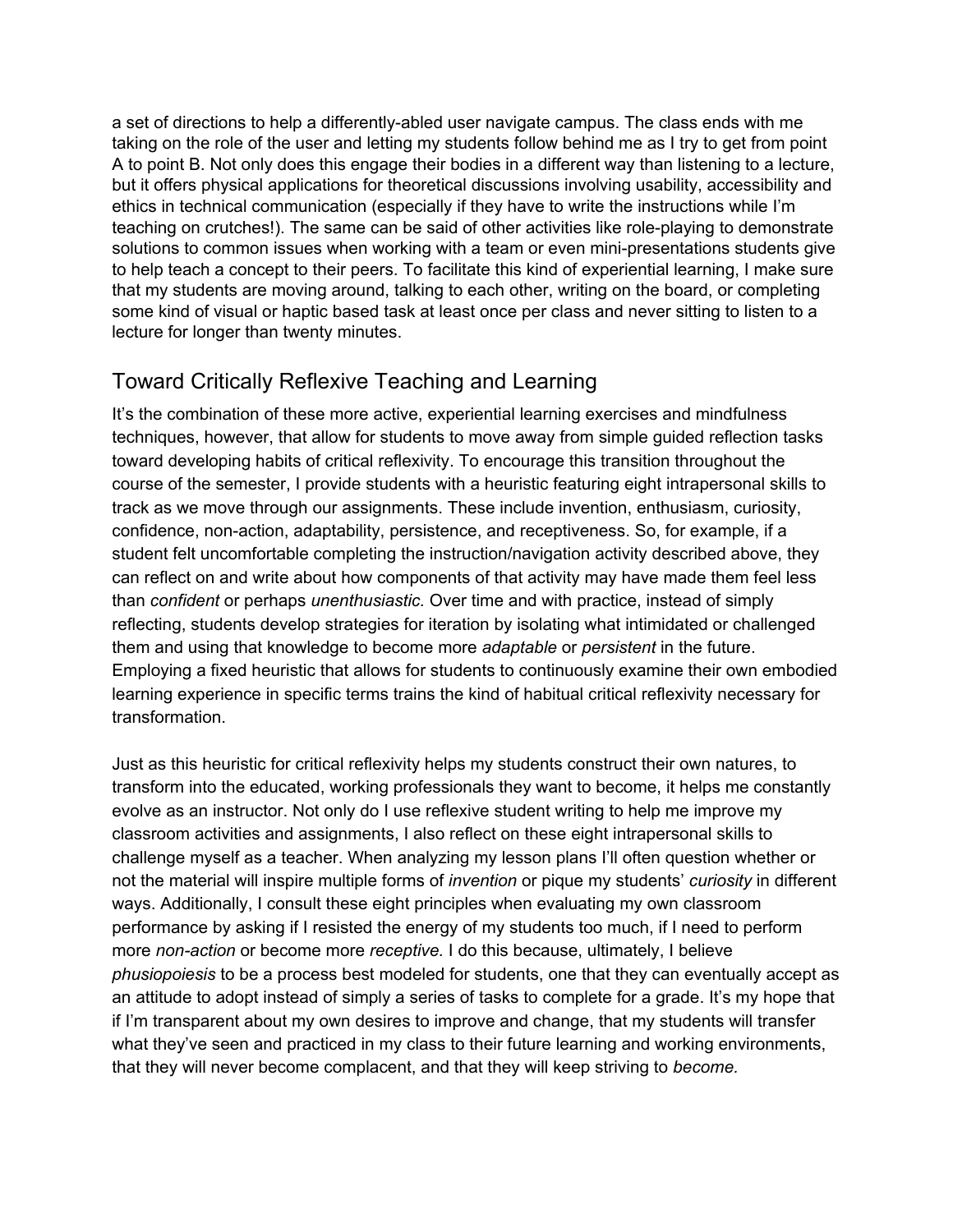a set of directions to help a differently-abled user navigate campus. The class ends with me taking on the role of the user and letting my students follow behind me as I try to get from point A to point B. Not only does this engage their bodies in a different way than listening to a lecture, but it offers physical applications for theoretical discussions involving usability, accessibility and ethics in technical communication (especially if they have to write the instructions while I'm teaching on crutches!). The same can be said of other activities like role-playing to demonstrate solutions to common issues when working with a team or even mini-presentations students give to help teach a concept to their peers. To facilitate this kind of experiential learning, I make sure that my students are moving around, talking to each other, writing on the board, or completing some kind of visual or haptic based task at least once per class and never sitting to listen to a lecture for longer than twenty minutes.

## Toward Critically Reflexive Teaching and Learning

It's the combination of these more active, experiential learning exercises and mindfulness techniques, however, that allow for students to move away from simple guided reflection tasks toward developing habits of critical reflexivity. To encourage this transition throughout the course of the semester, I provide students with a heuristic featuring eight intrapersonal skills to track as we move through our assignments. These include invention, enthusiasm, curiosity, confidence, non-action, adaptability, persistence, and receptiveness. So, for example, if a student felt uncomfortable completing the instruction/navigation activity described above, they can reflect on and write about how components of that activity may have made them feel less than *confident* or perhaps *unenthusiastic.* Over time and with practice, instead of simply reflecting, students develop strategies for iteration by isolating what intimidated or challenged them and using that knowledge to become more *adaptable* or *persistent* in the future. Employing a fixed heuristic that allows for students to continuously examine their own embodied learning experience in specific terms trains the kind of habitual critical reflexivity necessary for transformation.

Just as this heuristic for critical reflexivity helps my students construct their own natures, to transform into the educated, working professionals they want to become, it helps me constantly evolve as an instructor. Not only do I use reflexive student writing to help me improve my classroom activities and assignments, I also reflect on these eight intrapersonal skills to challenge myself as a teacher. When analyzing my lesson plans I'll often question whether or not the material will inspire multiple forms of *invention* or pique my students' *curiosity* in different ways. Additionally, I consult these eight principles when evaluating my own classroom performance by asking if I resisted the energy of my students too much, if I need to perform more *non-action* or become more *receptive.* I do this because, ultimately, I believe *phusiopoiesis* to be a process best modeled for students, one that they can eventually accept as an attitude to adopt instead of simply a series of tasks to complete for a grade. It's my hope that if I'm transparent about my own desires to improve and change, that my students will transfer what they've seen and practiced in my class to their future learning and working environments, that they will never become complacent, and that they will keep striving to *become.*